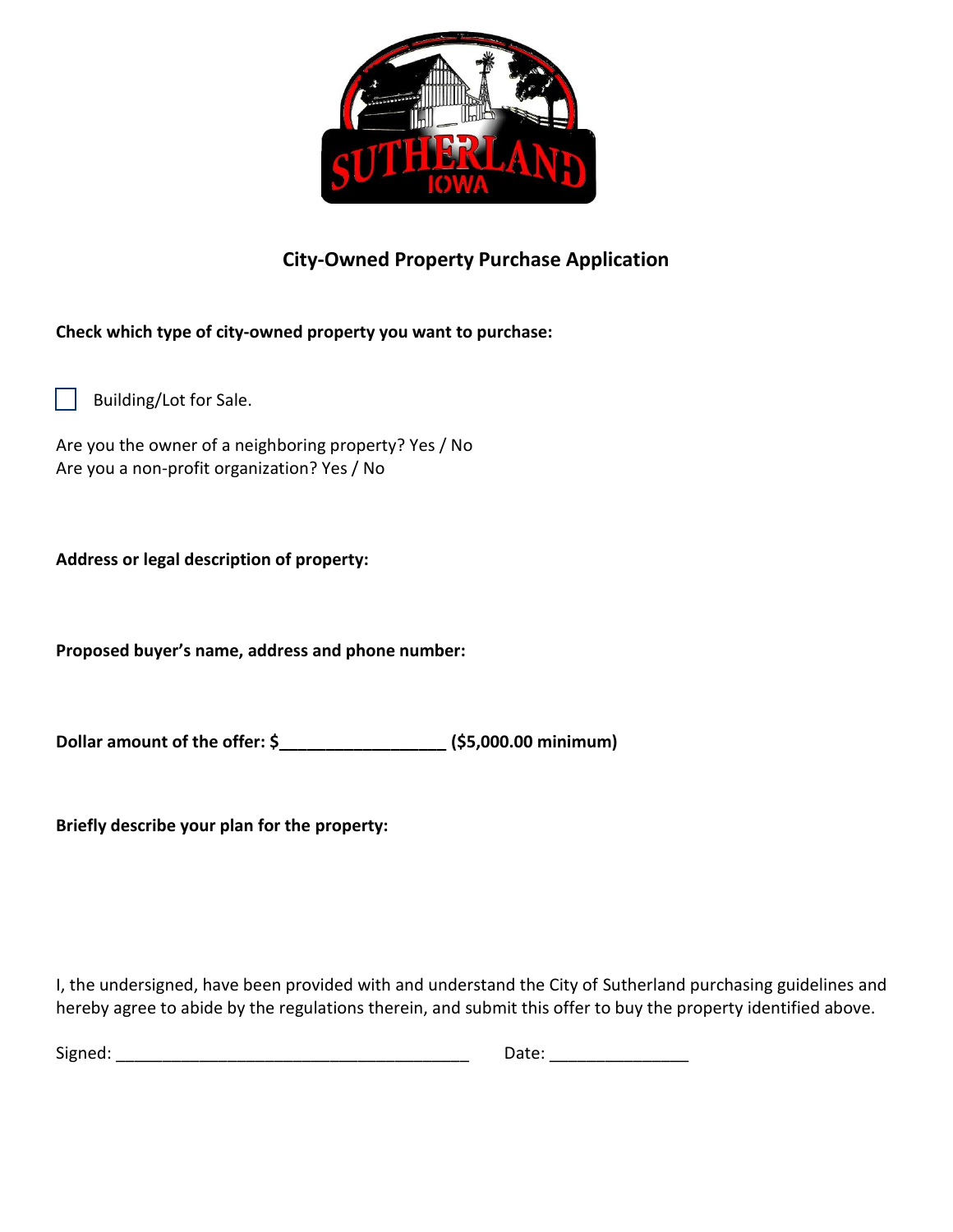# City-Owned Property Purchase Application

**Check which type of city-owned property you want to purchase:**

☐ Building/Lot for Sale.

Are you the owner of a neighboring property? Yes / No
Are you a non-profit organization? Yes / No

**Address or legal description of property:**

**Proposed buyer's name, address and phone number:**

**Dollar amount of the offer: $__________________ ($5,000.00 minimum)**

**Briefly describe your plan for the property:**

I, the undersigned, have been provided with and understand the City of Sutherland purchasing guidelines and hereby agree to abide by the regulations therein, and submit this offer to buy the property identified above.

Signed: _______________________________________ Date: _______________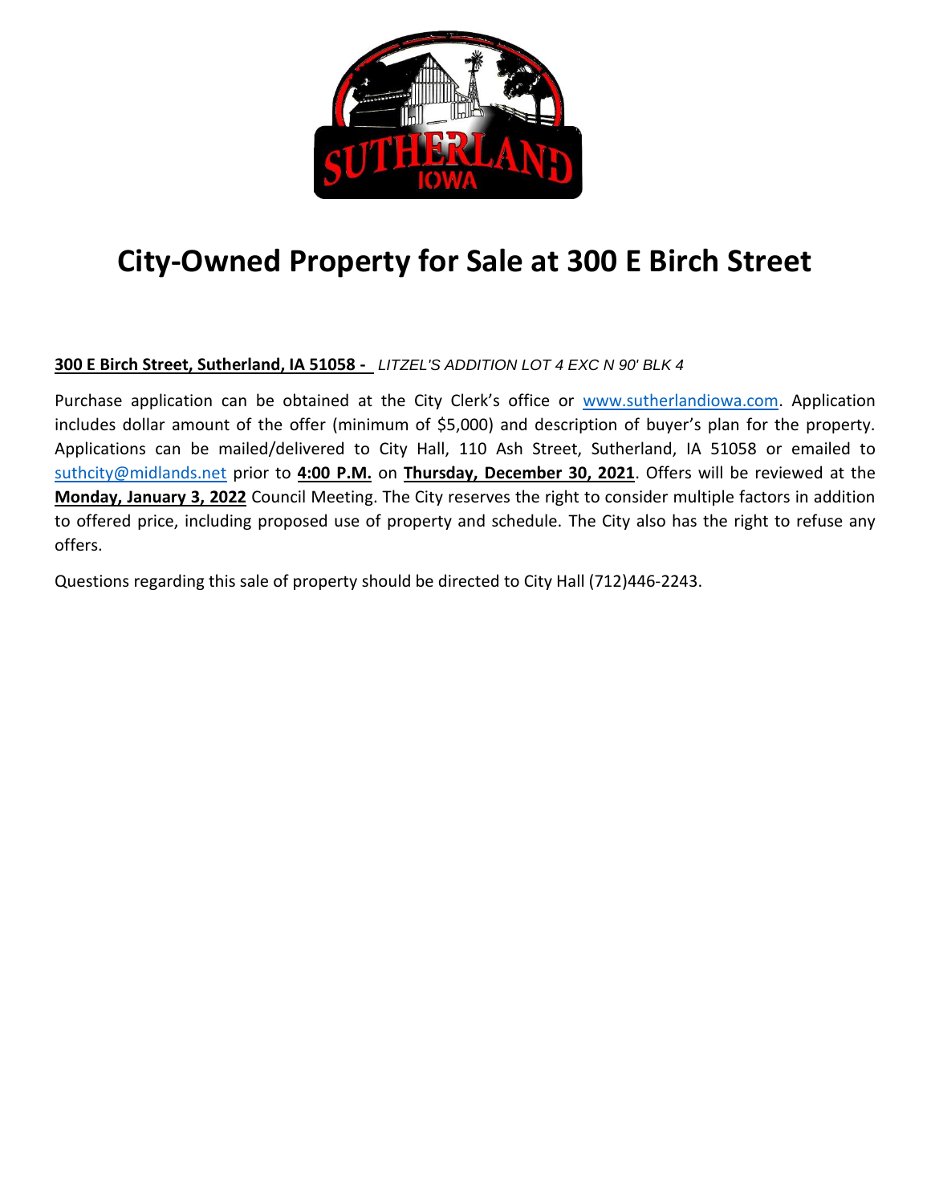# City-Owned Property for Sale at 300 E Birch Street

**300 E Birch Street, Sutherland, IA 51058 -** *LITZEL'S ADDITION LOT 4 EXC N 90' BLK 4*

Purchase application can be obtained at the City Clerk's office or www.sutherlandiowa.com. Application includes dollar amount of the offer (minimum of $5,000) and description of buyer's plan for the property. Applications can be mailed/delivered to City Hall, 110 Ash Street, Sutherland, IA 51058 or emailed to suthcity@midlands.net prior to **4:00 P.M.** on **Thursday, December 30, 2021**. Offers will be reviewed at the **Monday, January 3, 2022** Council Meeting. The City reserves the right to consider multiple factors in addition to offered price, including proposed use of property and schedule. The City also has the right to refuse any offers.

Questions regarding this sale of property should be directed to City Hall (712)446-2243.